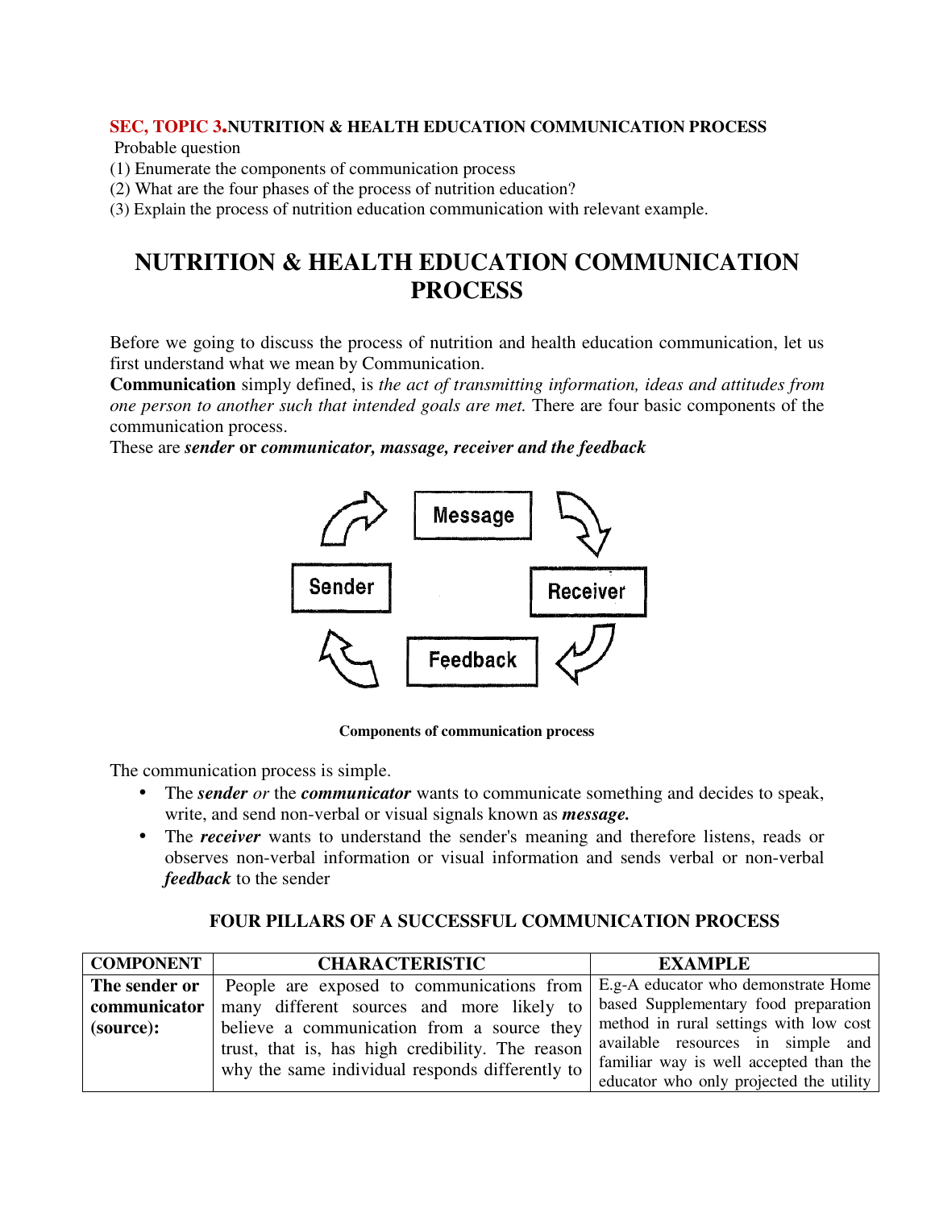**SEC, TOPIC 3.NUTRITION & HEALTH EDUCATION COMMUNICATION PROCESS**

Probable question

(1) Enumerate the components of communication process

(2) What are the four phases of the process of nutrition education?

(3) Explain the process of nutrition education communication with relevant example.

# NUTRITION & HEALTH EDUCATION COMMUNICATION PROCESS

Before we going to discuss the process of nutrition and health education communication, let us first understand what we mean by Communication.

**Communication** simply defined, is *the act of transmitting information, ideas and attitudes from one person to another such that intended goals are met.* There are four basic components of the communication process.

These are ***sender* or *communicator, massage, receiver and the feedback***

Message → Receiver → Feedback → Sender → Message

**Components of communication process**

The communication process is simple.

- The ***sender*** *or* the ***communicator*** wants to communicate something and decides to speak, write, and send non-verbal or visual signals known as ***message.***
- The ***receiver*** wants to understand the sender's meaning and therefore listens, reads or observes non-verbal information or visual information and sends verbal or non-verbal ***feedback*** to the sender

### FOUR PILLARS OF A SUCCESSFUL COMMUNICATION PROCESS

| COMPONENT | CHARACTERISTIC | EXAMPLE |
|---|---|---|
| **The sender or communicator (source):** | People are exposed to communications from many different sources and more likely to believe a communication from a source they trust, that is, has high credibility. The reason why the same individual responds differently to | E.g-A educator who demonstrate Home based Supplementary food preparation method in rural settings with low cost available resources in simple and familiar way is well accepted than the educator who only projected the utility |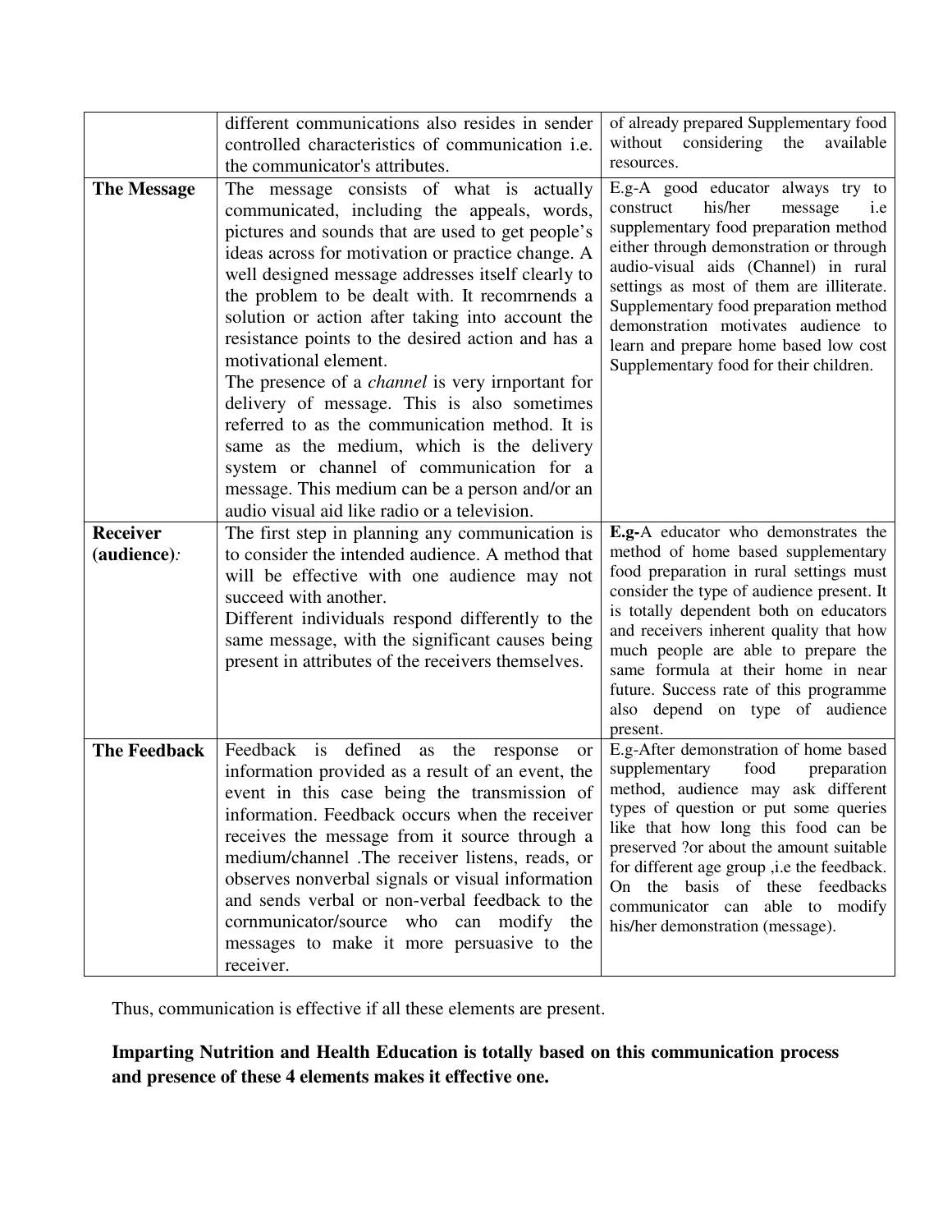| | | |
|---|---|---|
| | different communications also resides in sender controlled characteristics of communication i.e. the communicator's attributes. | of already prepared Supplementary food without considering the available resources. |
| **The Message** | The message consists of what is actually communicated, including the appeals, words, pictures and sounds that are used to get people's ideas across for motivation or practice change. A well designed message addresses itself clearly to the problem to be dealt with. It recomrnends a solution or action after taking into account the resistance points to the desired action and has a motivational element.<br>The presence of a *channel* is very irnportant for delivery of message. This is also sometimes referred to as the communication method. It is same as the medium, which is the delivery system or channel of communication for a message. This medium can be a person and/or an audio visual aid like radio or a television. | E.g-A good educator always try to construct his/her message i.e supplementary food preparation method either through demonstration or through audio-visual aids (Channel) in rural settings as most of them are illiterate. Supplementary food preparation method demonstration motivates audience to learn and prepare home based low cost Supplementary food for their children. |
| **Receiver (audience)***:* | The first step in planning any communication is to consider the intended audience. A method that will be effective with one audience may not succeed with another.<br>Different individuals respond differently to the same message, with the significant causes being present in attributes of the receivers themselves. | **E.g-**A educator who demonstrates the method of home based supplementary food preparation in rural settings must consider the type of audience present. It is totally dependent both on educators and receivers inherent quality that how much people are able to prepare the same formula at their home in near future. Success rate of this programme also depend on type of audience present. |
| **The Feedback** | Feedback is defined as the response or information provided as a result of an event, the event in this case being the transmission of information. Feedback occurs when the receiver receives the message from it source through a medium/channel .The receiver listens, reads, or observes nonverbal signals or visual information and sends verbal or non-verbal feedback to the cornmunicator/source who can modify the messages to make it more persuasive to the receiver. | E.g-After demonstration of home based supplementary food preparation method, audience may ask different types of question or put some queries like that how long this food can be preserved ?or about the amount suitable for different age group ,i.e the feedback. On the basis of these feedbacks communicator can able to modify his/her demonstration (message). |

Thus, communication is effective if all these elements are present.

**Imparting Nutrition and Health Education is totally based on this communication process and presence of these 4 elements makes it effective one.**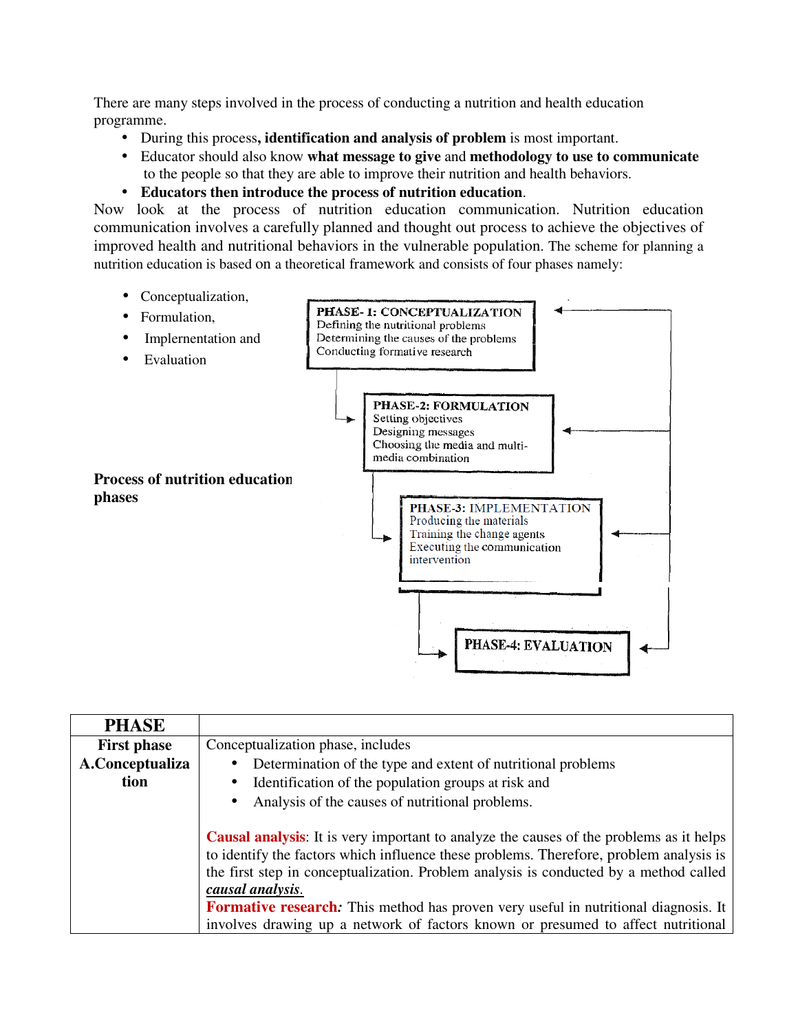There are many steps involved in the process of conducting a nutrition and health education programme.

- During this process**, identification and analysis of problem** is most important.
- Educator should also know **what message to give** and **methodology to use to communicate** to the people so that they are able to improve their nutrition and health behaviors.
- **Educators then introduce the process of nutrition education**.

Now look at the process of nutrition education communication. Nutrition education communication involves a carefully planned and thought out process to achieve the objectives of improved health and nutritional behaviors in the vulnerable population. The scheme for planning a nutrition education is based on a theoretical framework and consists of four phases namely:

- Conceptualization,
- Formulation,
- Implementation and
- Evaluation

**Process of nutrition education phases**

**PHASE- 1: CONCEPTUALIZATION**
Defining the nutritional problems
Determining the causes of the problems
Conducting formative research

**PHASE-2: FORMULATION**
Setting objectives
Designing messages
Choosing the media and multi-media combination

**PHASE-3:** IMPLEMENTATION
Producing the materials
Training the change agents
Executing the communication intervention

**PHASE-4: EVALUATION**

| PHASE | |
|---|---|
| **First phase A.Conceptualization** | Conceptualization phase, includes<br>• Determination of the type and extent of nutritional problems<br>• Identification of the population groups at risk and<br>• Analysis of the causes of nutritional problems.<br><br>**Causal analysis**: It is very important to analyze the causes of the problems as it helps to identify the factors which influence these problems. Therefore, problem analysis is the first step in conceptualization. Problem analysis is conducted by a method called ***causal analysis.***<br>**Formative research*:*** This method has proven very useful in nutritional diagnosis. It involves drawing up a network of factors known or presumed to affect nutritional |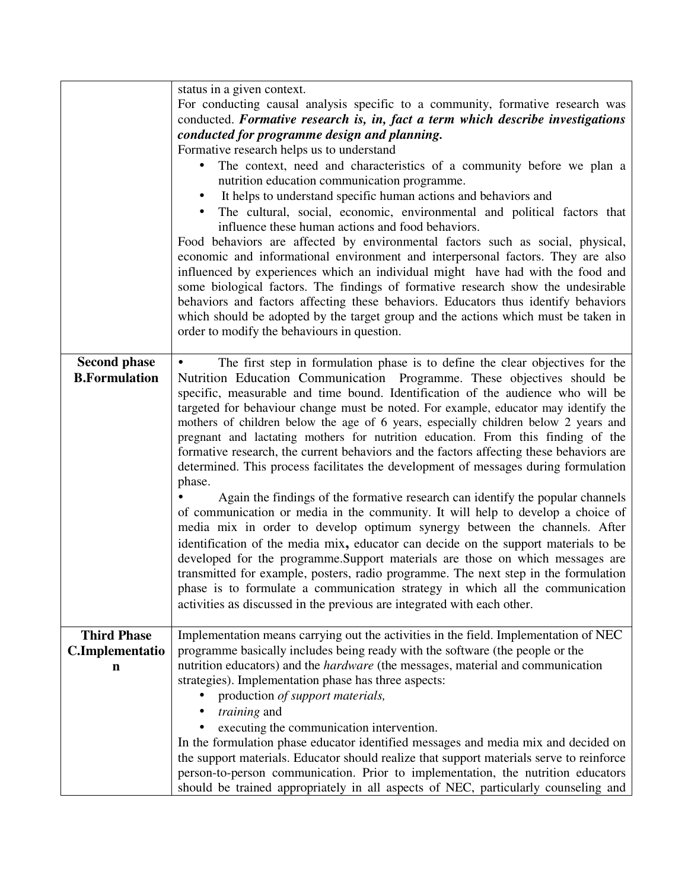| | |
|---|---|
| | status in a given context.<br>For conducting causal analysis specific to a community, formative research was conducted. ***Formative research is, in, fact a term which describe investigations conducted for programme design and planning.***<br>Formative research helps us to understand<br>• The context, need and characteristics of a community before we plan a nutrition education communication programme.<br>• It helps to understand specific human actions and behaviors and<br>• The cultural, social, economic, environmental and political factors that influence these human actions and food behaviors.<br>Food behaviors are affected by environmental factors such as social, physical, economic and informational environment and interpersonal factors. They are also influenced by experiences which an individual might have had with the food and some biological factors. The findings of formative research show the undesirable behaviors and factors affecting these behaviors. Educators thus identify behaviors which should be adopted by the target group and the actions which must be taken in order to modify the behaviours in question. |
| **Second phase B.Formulation** | • The first step in formulation phase is to define the clear objectives for the Nutrition Education Communication Programme. These objectives should be specific, measurable and time bound. Identification of the audience who will be targeted for behaviour change must be noted. For example, educator may identify the mothers of children below the age of 6 years, especially children below 2 years and pregnant and lactating mothers for nutrition education. From this finding of the formative research, the current behaviors and the factors affecting these behaviors are determined. This process facilitates the development of messages during formulation phase.<br>• Again the findings of the formative research can identify the popular channels of communication or media in the community. It will help to develop a choice of media mix in order to develop optimum synergy between the channels. After identification of the media mix**,** educator can decide on the support materials to be developed for the programme.Support materials are those on which messages are transmitted for example, posters, radio programme. The next step in the formulation phase is to formulate a communication strategy in which all the communication activities as discussed in the previous are integrated with each other. |
| **Third Phase C.Implementation** | Implementation means carrying out the activities in the field. Implementation of NEC programme basically includes being ready with the software (the people or the nutrition educators) and the *hardware* (the messages, material and communication strategies). Implementation phase has three aspects:<br>• production *of support materials,*<br>• *training* and<br>• executing the communication intervention.<br>In the formulation phase educator identified messages and media mix and decided on the support materials. Educator should realize that support materials serve to reinforce person-to-person communication. Prior to implementation, the nutrition educators should be trained appropriately in all aspects of NEC, particularly counseling and |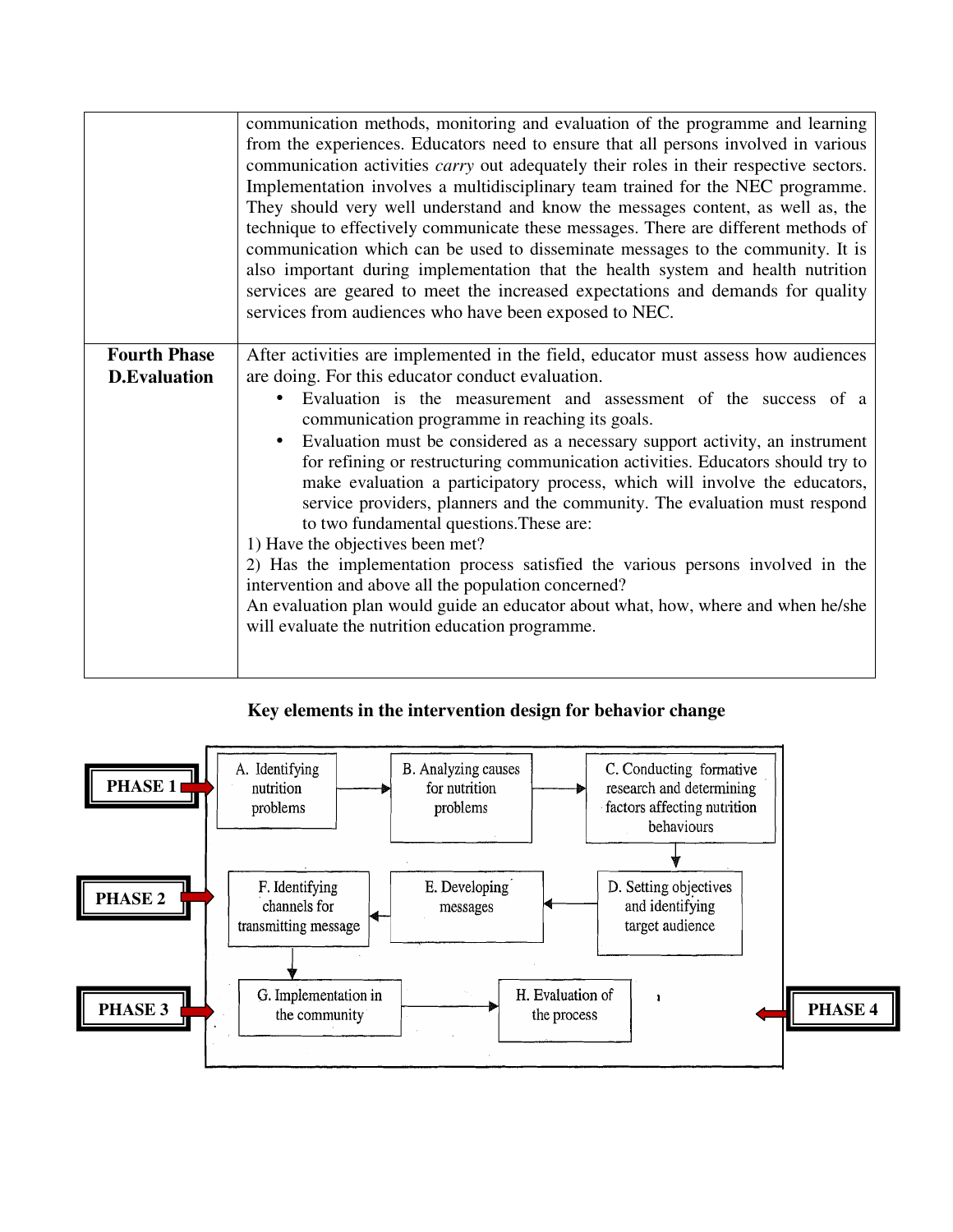| | |
|---|---|
| | communication methods, monitoring and evaluation of the programme and learning from the experiences. Educators need to ensure that all persons involved in various communication activities *carry* out adequately their roles in their respective sectors. Implementation involves a multidisciplinary team trained for the NEC programme. They should very well understand and know the messages content, as well as, the technique to effectively communicate these messages. There are different methods of communication which can be used to disseminate messages to the community. It is also important during implementation that the health system and health nutrition services are geared to meet the increased expectations and demands for quality services from audiences who have been exposed to NEC. |
| **Fourth Phase D.Evaluation** | After activities are implemented in the field, educator must assess how audiences are doing. For this educator conduct evaluation.<br>• Evaluation is the measurement and assessment of the success of a communication programme in reaching its goals.<br>• Evaluation must be considered as a necessary support activity, an instrument for refining or restructuring communication activities. Educators should try to make evaluation a participatory process, which will involve the educators, service providers, planners and the community. The evaluation must respond to two fundamental questions.These are:<br>1) Have the objectives been met?<br>2) Has the implementation process satisfied the various persons involved in the intervention and above all the population concerned?<br>An evaluation plan would guide an educator about what, how, where and when he/she will evaluate the nutrition education programme. |

**Key elements in the intervention design for behavior change**

PHASE 1
A. Identifying nutrition problems
B. Analyzing causes for nutrition problems
C. Conducting formative research and determining factors affecting nutrition behaviours

PHASE 2
D. Setting objectives and identifying target audience
E. Developing messages
F. Identifying channels for transmitting message

PHASE 3
G. Implementation in the community

PHASE 4
H. Evaluation of the process